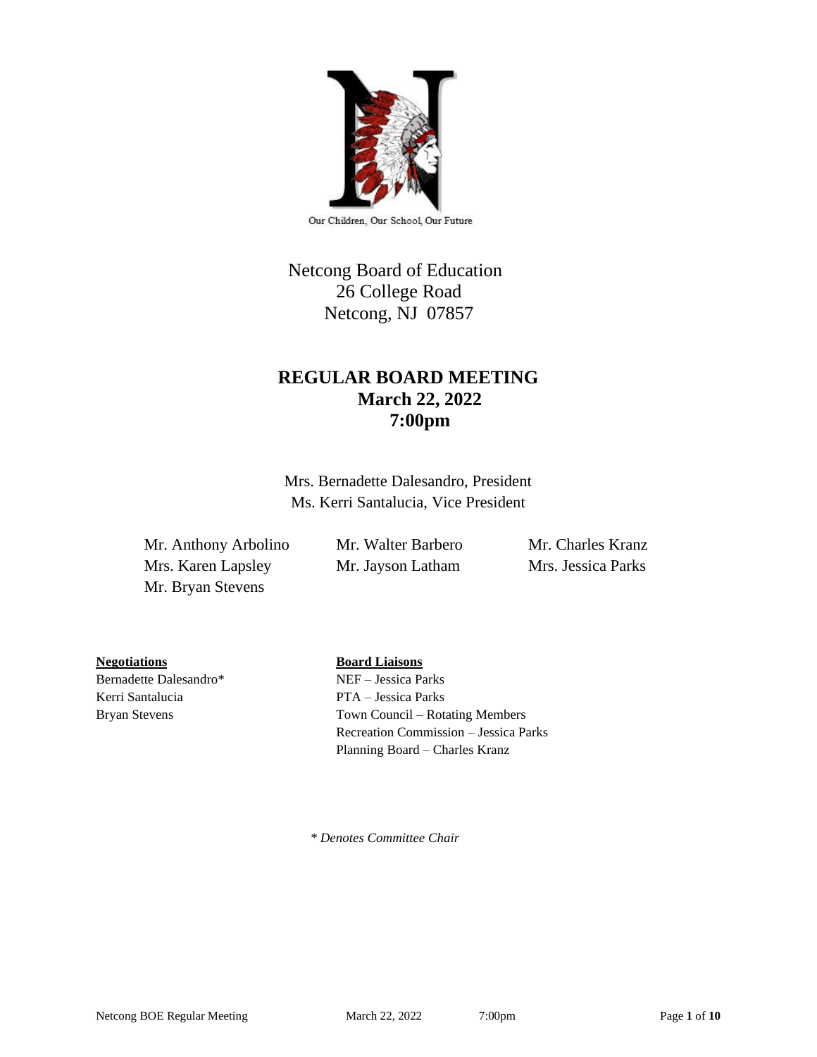Our Children, Our School, Our Future

Netcong Board of Education
26 College Road
Netcong, NJ 07857

# REGULAR BOARD MEETING
## March 22, 2022
## 7:00pm

Mrs. Bernadette Dalesandro, President
Ms. Kerri Santalucia, Vice President

Mr. Anthony Arbolino
Mr. Walter Barbero
Mr. Charles Kranz
Mrs. Karen Lapsley
Mr. Jayson Latham
Mrs. Jessica Parks
Mr. Bryan Stevens

**Negotiations**
Bernadette Dalesandro*
Kerri Santalucia
Bryan Stevens

**Board Liaisons**
NEF – Jessica Parks
PTA – Jessica Parks
Town Council – Rotating Members
Recreation Commission – Jessica Parks
Planning Board – Charles Kranz

*\* Denotes Committee Chair*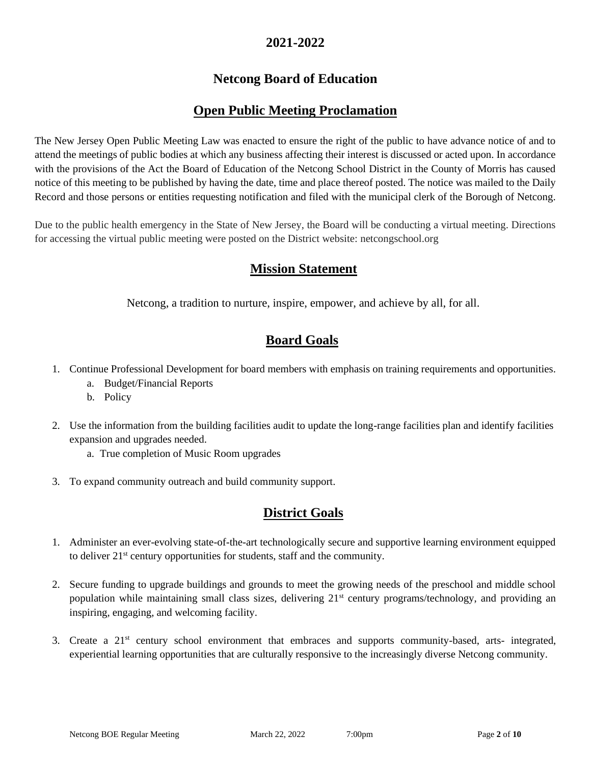# 2021-2022

# Netcong Board of Education

## Open Public Meeting Proclamation

The New Jersey Open Public Meeting Law was enacted to ensure the right of the public to have advance notice of and to attend the meetings of public bodies at which any business affecting their interest is discussed or acted upon. In accordance with the provisions of the Act the Board of Education of the Netcong School District in the County of Morris has caused notice of this meeting to be published by having the date, time and place thereof posted. The notice was mailed to the Daily Record and those persons or entities requesting notification and filed with the municipal clerk of the Borough of Netcong.

Due to the public health emergency in the State of New Jersey, the Board will be conducting a virtual meeting. Directions for accessing the virtual public meeting were posted on the District website: netcongschool.org

## Mission Statement

Netcong, a tradition to nurture, inspire, empower, and achieve by all, for all.

## Board Goals

1. Continue Professional Development for board members with emphasis on training requirements and opportunities.
   a. Budget/Financial Reports
   b. Policy
2. Use the information from the building facilities audit to update the long-range facilities plan and identify facilities expansion and upgrades needed.
   a. True completion of Music Room upgrades
3. To expand community outreach and build community support.

## District Goals

1. Administer an ever-evolving state-of-the-art technologically secure and supportive learning environment equipped to deliver 21st century opportunities for students, staff and the community.
2. Secure funding to upgrade buildings and grounds to meet the growing needs of the preschool and middle school population while maintaining small class sizes, delivering 21st century programs/technology, and providing an inspiring, engaging, and welcoming facility.
3. Create a 21st century school environment that embraces and supports community-based, arts- integrated, experiential learning opportunities that are culturally responsive to the increasingly diverse Netcong community.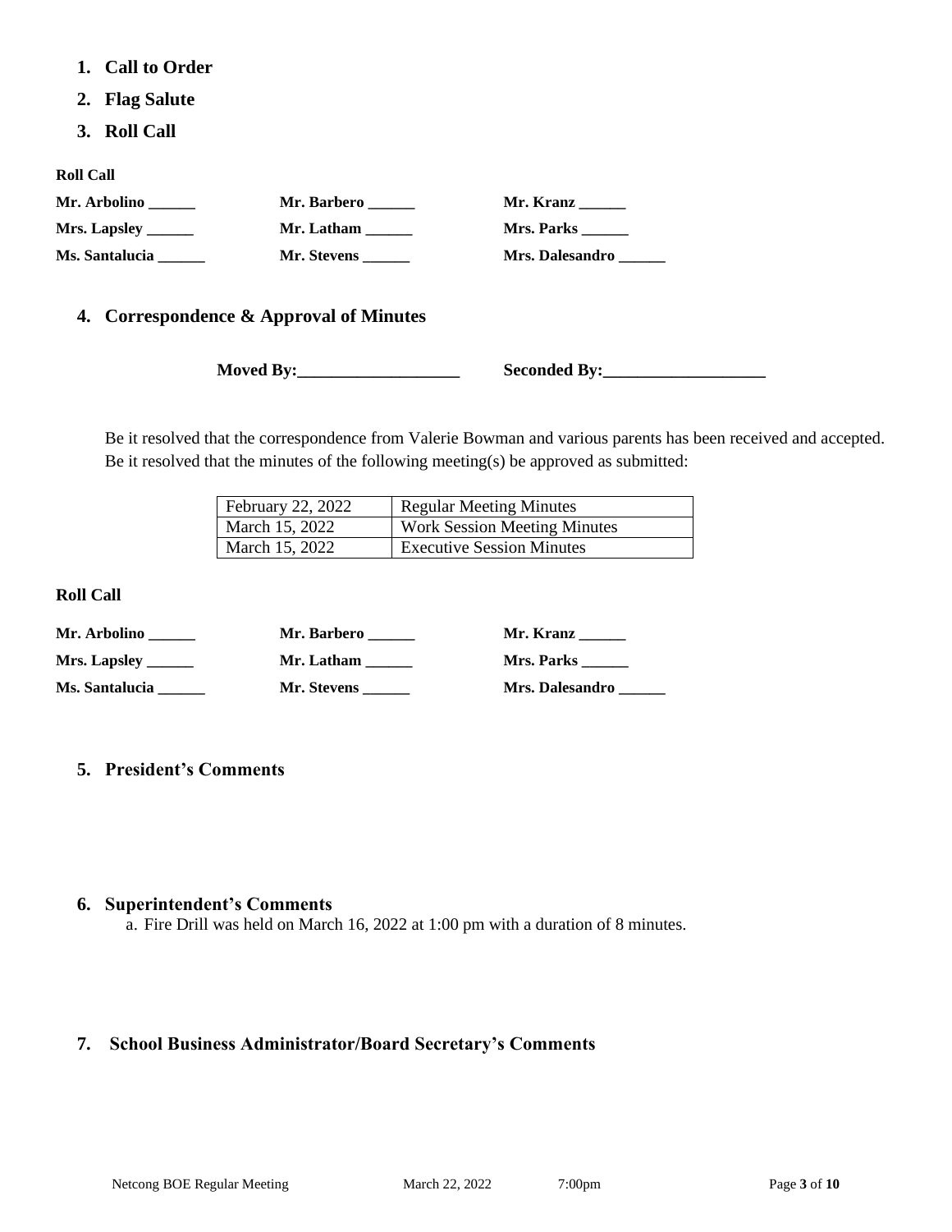1. **Call to Order**
2. **Flag Salute**
3. **Roll Call**

**Roll Call**

| | | |
|---|---|---|
| **Mr. Arbolino ______** | **Mr. Barbero ______** | **Mr. Kranz ______** |
| **Mrs. Lapsley ______** | **Mr. Latham ______** | **Mrs. Parks ______** |
| **Ms. Santalucia ______** | **Mr. Stevens ______** | **Mrs. Dalesandro ______** |

4. **Correspondence & Approval of Minutes**

**Moved By:___________________** **Seconded By:___________________**

Be it resolved that the correspondence from Valerie Bowman and various parents has been received and accepted. Be it resolved that the minutes of the following meeting(s) be approved as submitted:

| | |
|---|---|
| February 22, 2022 | Regular Meeting Minutes |
| March 15, 2022 | Work Session Meeting Minutes |
| March 15, 2022 | Executive Session Minutes |

**Roll Call**

| | | |
|---|---|---|
| **Mr. Arbolino ______** | **Mr. Barbero ______** | **Mr. Kranz ______** |
| **Mrs. Lapsley ______** | **Mr. Latham ______** | **Mrs. Parks ______** |
| **Ms. Santalucia ______** | **Mr. Stevens ______** | **Mrs. Dalesandro ______** |

5. **President's Comments**

6. **Superintendent's Comments**
   a. Fire Drill was held on March 16, 2022 at 1:00 pm with a duration of 8 minutes.

7. **School Business Administrator/Board Secretary's Comments**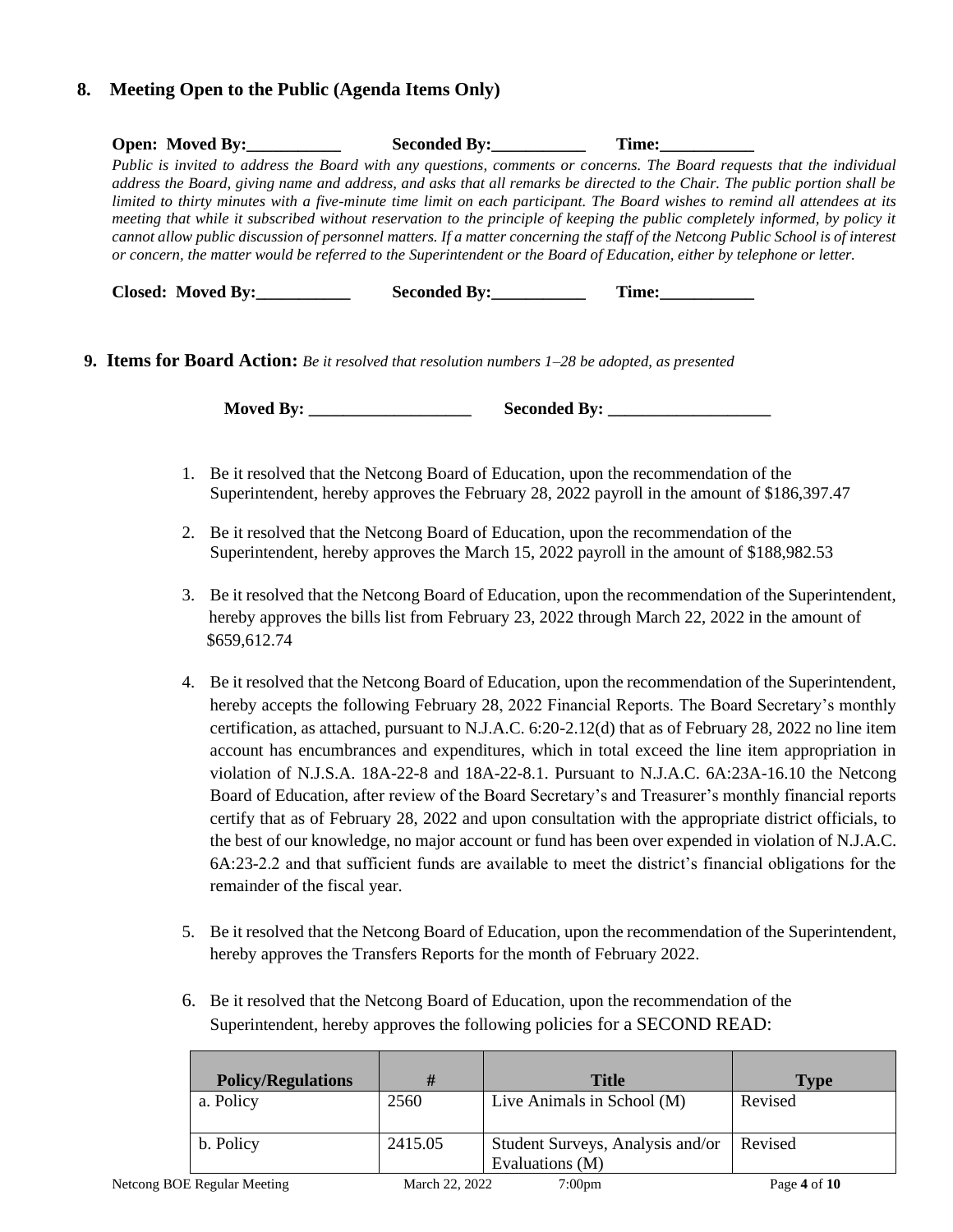## 8. Meeting Open to the Public (Agenda Items Only)

**Open: Moved By:___________ Seconded By:___________ Time:___________**

*Public is invited to address the Board with any questions, comments or concerns. The Board requests that the individual address the Board, giving name and address, and asks that all remarks be directed to the Chair. The public portion shall be limited to thirty minutes with a five-minute time limit on each participant. The Board wishes to remind all attendees at its meeting that while it subscribed without reservation to the principle of keeping the public completely informed, by policy it cannot allow public discussion of personnel matters. If a matter concerning the staff of the Netcong Public School is of interest or concern, the matter would be referred to the Superintendent or the Board of Education, either by telephone or letter.*

**Closed: Moved By:___________ Seconded By:___________ Time:___________**

## 9. Items for Board Action: *Be it resolved that resolution numbers 1–28 be adopted, as presented*

**Moved By: ___________________ Seconded By: ___________________**

1. Be it resolved that the Netcong Board of Education, upon the recommendation of the Superintendent, hereby approves the February 28, 2022 payroll in the amount of $186,397.47

2. Be it resolved that the Netcong Board of Education, upon the recommendation of the Superintendent, hereby approves the March 15, 2022 payroll in the amount of $188,982.53

3. Be it resolved that the Netcong Board of Education, upon the recommendation of the Superintendent, hereby approves the bills list from February 23, 2022 through March 22, 2022 in the amount of $659,612.74

4. Be it resolved that the Netcong Board of Education, upon the recommendation of the Superintendent, hereby accepts the following February 28, 2022 Financial Reports. The Board Secretary's monthly certification, as attached, pursuant to N.J.A.C. 6:20-2.12(d) that as of February 28, 2022 no line item account has encumbrances and expenditures, which in total exceed the line item appropriation in violation of N.J.S.A. 18A-22-8 and 18A-22-8.1. Pursuant to N.J.A.C. 6A:23A-16.10 the Netcong Board of Education, after review of the Board Secretary's and Treasurer's monthly financial reports certify that as of February 28, 2022 and upon consultation with the appropriate district officials, to the best of our knowledge, no major account or fund has been over expended in violation of N.J.A.C. 6A:23-2.2 and that sufficient funds are available to meet the district's financial obligations for the remainder of the fiscal year.

5. Be it resolved that the Netcong Board of Education, upon the recommendation of the Superintendent, hereby approves the Transfers Reports for the month of February 2022.

6. Be it resolved that the Netcong Board of Education, upon the recommendation of the Superintendent, hereby approves the following policies for a SECOND READ:

| Policy/Regulations | # | Title | Type |
|---|---|---|---|
| a. Policy | 2560 | Live Animals in School (M) | Revised |
| b. Policy | 2415.05 | Student Surveys, Analysis and/or Evaluations (M) | Revised |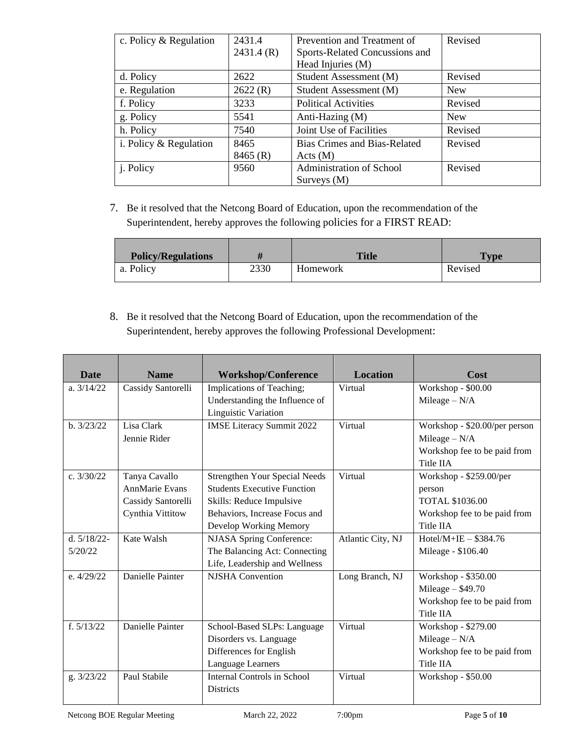| c. Policy & Regulation | 2431.4<br>2431.4 (R) | Prevention and Treatment of Sports-Related Concussions and Head Injuries (M) | Revised |
|---|---|---|---|
| d. Policy | 2622 | Student Assessment (M) | Revised |
| e. Regulation | 2622 (R) | Student Assessment (M) | New |
| f. Policy | 3233 | Political Activities | Revised |
| g. Policy | 5541 | Anti-Hazing (M) | New |
| h. Policy | 7540 | Joint Use of Facilities | Revised |
| i. Policy & Regulation | 8465<br>8465 (R) | Bias Crimes and Bias-Related Acts (M) | Revised |
| j. Policy | 9560 | Administration of School Surveys (M) | Revised |

7. Be it resolved that the Netcong Board of Education, upon the recommendation of the Superintendent, hereby approves the following policies for a FIRST READ:

| Policy/Regulations | # | Title | Type |
|---|---|---|---|
| a. Policy | 2330 | Homework | Revised |

8. Be it resolved that the Netcong Board of Education, upon the recommendation of the Superintendent, hereby approves the following Professional Development:

| Date | Name | Workshop/Conference | Location | Cost |
|---|---|---|---|---|
| a. 3/14/22 | Cassidy Santorelli | Implications of Teaching; Understanding the Influence of Linguistic Variation | Virtual | Workshop - $00.00<br>Mileage – N/A |
| b. 3/23/22 | Lisa Clark<br>Jennie Rider | IMSE Literacy Summit 2022 | Virtual | Workshop - $20.00/per person<br>Mileage – N/A<br>Workshop fee to be paid from Title IIA |
| c. 3/30/22 | Tanya Cavallo<br>AnnMarie Evans<br>Cassidy Santorelli<br>Cynthia Vittitow | Strengthen Your Special Needs Students Executive Function Skills: Reduce Impulsive Behaviors, Increase Focus and Develop Working Memory | Virtual | Workshop - $259.00/per person<br>TOTAL $1036.00<br>Workshop fee to be paid from Title IIA |
| d. 5/18/22-5/20/22 | Kate Walsh | NJASA Spring Conference: The Balancing Act: Connecting Life, Leadership and Wellness | Atlantic City, NJ | Hotel/M+IE – $384.76<br>Mileage - $106.40 |
| e. 4/29/22 | Danielle Painter | NJSHA Convention | Long Branch, NJ | Workshop - $350.00<br>Mileage – $49.70<br>Workshop fee to be paid from Title IIA |
| f. 5/13/22 | Danielle Painter | School-Based SLPs: Language Disorders vs. Language Differences for English Language Learners | Virtual | Workshop - $279.00<br>Mileage – N/A<br>Workshop fee to be paid from Title IIA |
| g. 3/23/22 | Paul Stabile | Internal Controls in School Districts | Virtual | Workshop - $50.00 |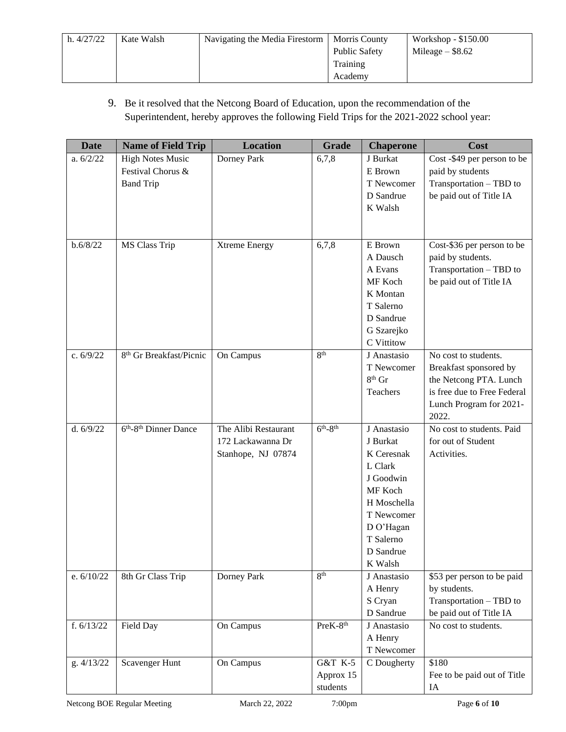| h. 4/27/22 | Kate Walsh | Navigating the Media Firestorm | Morris County Public Safety Training Academy | Workshop - $150.00<br>Mileage – $8.62 |
|---|---|---|---|---|

9. Be it resolved that the Netcong Board of Education, upon the recommendation of the Superintendent, hereby approves the following Field Trips for the 2021-2022 school year:

| Date | Name of Field Trip | Location | Grade | Chaperone | Cost |
|---|---|---|---|---|---|
| a. 6/2/22 | High Notes Music Festival Chorus & Band Trip | Dorney Park | 6,7,8 | J Burkat<br>E Brown<br>T Newcomer<br>D Sandrue<br>K Walsh | Cost -$49 per person to be paid by students<br>Transportation – TBD to be paid out of Title IA |
| b.6/8/22 | MS Class Trip | Xtreme Energy | 6,7,8 | E Brown<br>A Dausch<br>A Evans<br>MF Koch<br>K Montan<br>T Salerno<br>D Sandrue<br>G Szarejko<br>C Vittitow | Cost-$36 per person to be paid by students.<br>Transportation – TBD to be paid out of Title IA |
| c. 6/9/22 | 8th Gr Breakfast/Picnic | On Campus | 8th | J Anastasio<br>T Newcomer<br>8th Gr Teachers | No cost to students. Breakfast sponsored by the Netcong PTA. Lunch is free due to Free Federal Lunch Program for 2021-2022. |
| d. 6/9/22 | 6th-8th Dinner Dance | The Alibi Restaurant<br>172 Lackawanna Dr<br>Stanhope, NJ 07874 | 6th-8th | J Anastasio<br>J Burkat<br>K Ceresnak<br>L Clark<br>J Goodwin<br>MF Koch<br>H Moschella<br>T Newcomer<br>D O'Hagan<br>T Salerno<br>D Sandrue<br>K Walsh | No cost to students. Paid for out of Student Activities. |
| e. 6/10/22 | 8th Gr Class Trip | Dorney Park | 8th | J Anastasio<br>A Henry<br>S Cryan<br>D Sandrue | $53 per person to be paid by students.<br>Transportation – TBD to be paid out of Title IA |
| f. 6/13/22 | Field Day | On Campus | PreK-8th | J Anastasio<br>A Henry<br>T Newcomer | No cost to students. |
| g. 4/13/22 | Scavenger Hunt | On Campus | G&T K-5<br>Approx 15 students | C Dougherty | $180<br>Fee to be paid out of Title IA |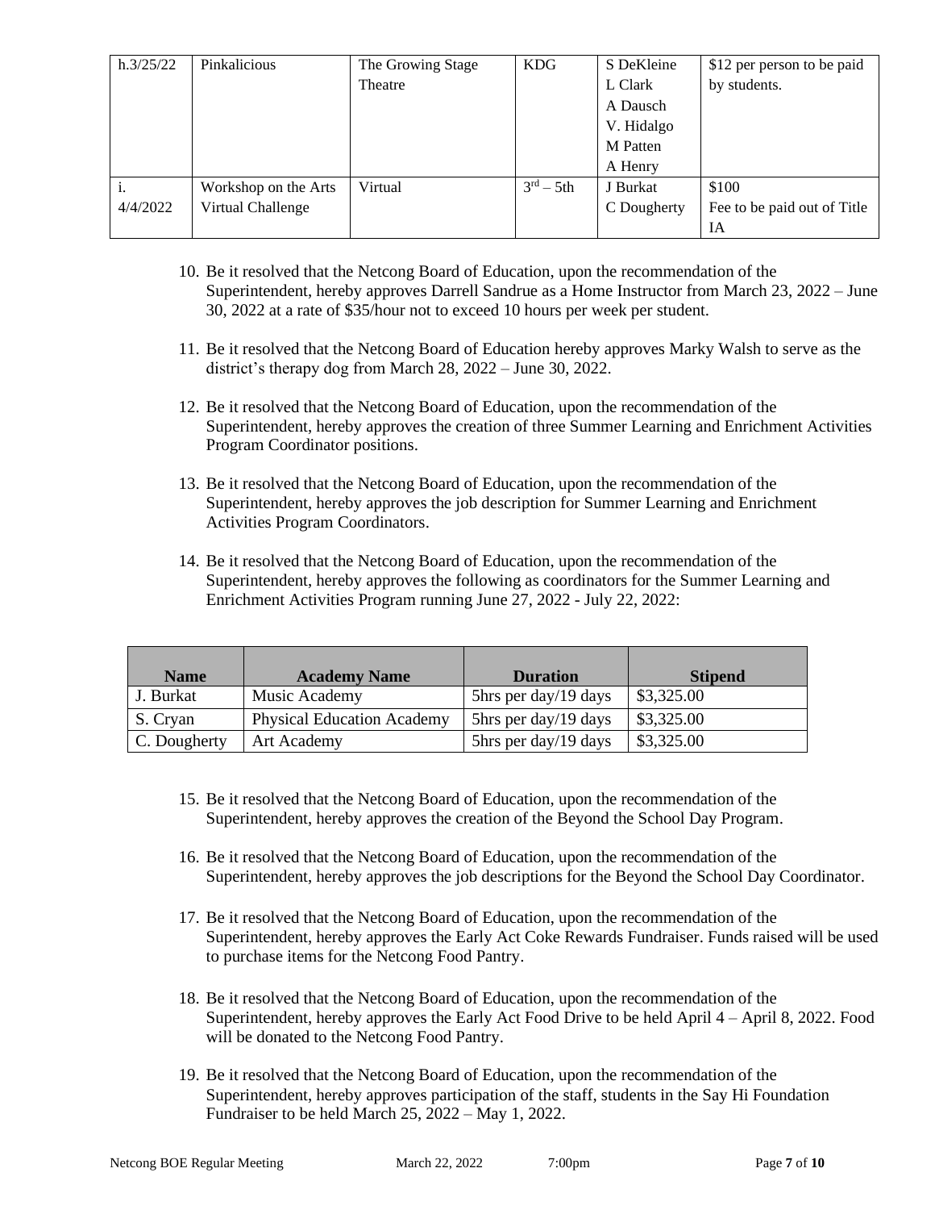| h.3/25/22 | Pinkalicious | The Growing Stage Theatre | KDG | S DeKleine<br>L Clark<br>A Dausch<br>V. Hidalgo<br>M Patten<br>A Henry | $12 per person to be paid by students. |
|---|---|---|---|---|---|
| i. 4/4/2022 | Workshop on the Arts Virtual Challenge | Virtual | $3^{rd}$ – 5th | J Burkat<br>C Dougherty | $100<br>Fee to be paid out of Title IA |

10. Be it resolved that the Netcong Board of Education, upon the recommendation of the Superintendent, hereby approves Darrell Sandrue as a Home Instructor from March 23, 2022 – June 30, 2022 at a rate of $35/hour not to exceed 10 hours per week per student.

11. Be it resolved that the Netcong Board of Education hereby approves Marky Walsh to serve as the district's therapy dog from March 28, 2022 – June 30, 2022.

12. Be it resolved that the Netcong Board of Education, upon the recommendation of the Superintendent, hereby approves the creation of three Summer Learning and Enrichment Activities Program Coordinator positions.

13. Be it resolved that the Netcong Board of Education, upon the recommendation of the Superintendent, hereby approves the job description for Summer Learning and Enrichment Activities Program Coordinators.

14. Be it resolved that the Netcong Board of Education, upon the recommendation of the Superintendent, hereby approves the following as coordinators for the Summer Learning and Enrichment Activities Program running June 27, 2022 - July 22, 2022:

| Name | Academy Name | Duration | Stipend |
|---|---|---|---|
| J. Burkat | Music Academy | 5hrs per day/19 days | $3,325.00 |
| S. Cryan | Physical Education Academy | 5hrs per day/19 days | $3,325.00 |
| C. Dougherty | Art Academy | 5hrs per day/19 days | $3,325.00 |

15. Be it resolved that the Netcong Board of Education, upon the recommendation of the Superintendent, hereby approves the creation of the Beyond the School Day Program.

16. Be it resolved that the Netcong Board of Education, upon the recommendation of the Superintendent, hereby approves the job descriptions for the Beyond the School Day Coordinator.

17. Be it resolved that the Netcong Board of Education, upon the recommendation of the Superintendent, hereby approves the Early Act Coke Rewards Fundraiser. Funds raised will be used to purchase items for the Netcong Food Pantry.

18. Be it resolved that the Netcong Board of Education, upon the recommendation of the Superintendent, hereby approves the Early Act Food Drive to be held April 4 – April 8, 2022. Food will be donated to the Netcong Food Pantry.

19. Be it resolved that the Netcong Board of Education, upon the recommendation of the Superintendent, hereby approves participation of the staff, students in the Say Hi Foundation Fundraiser to be held March 25, 2022 – May 1, 2022.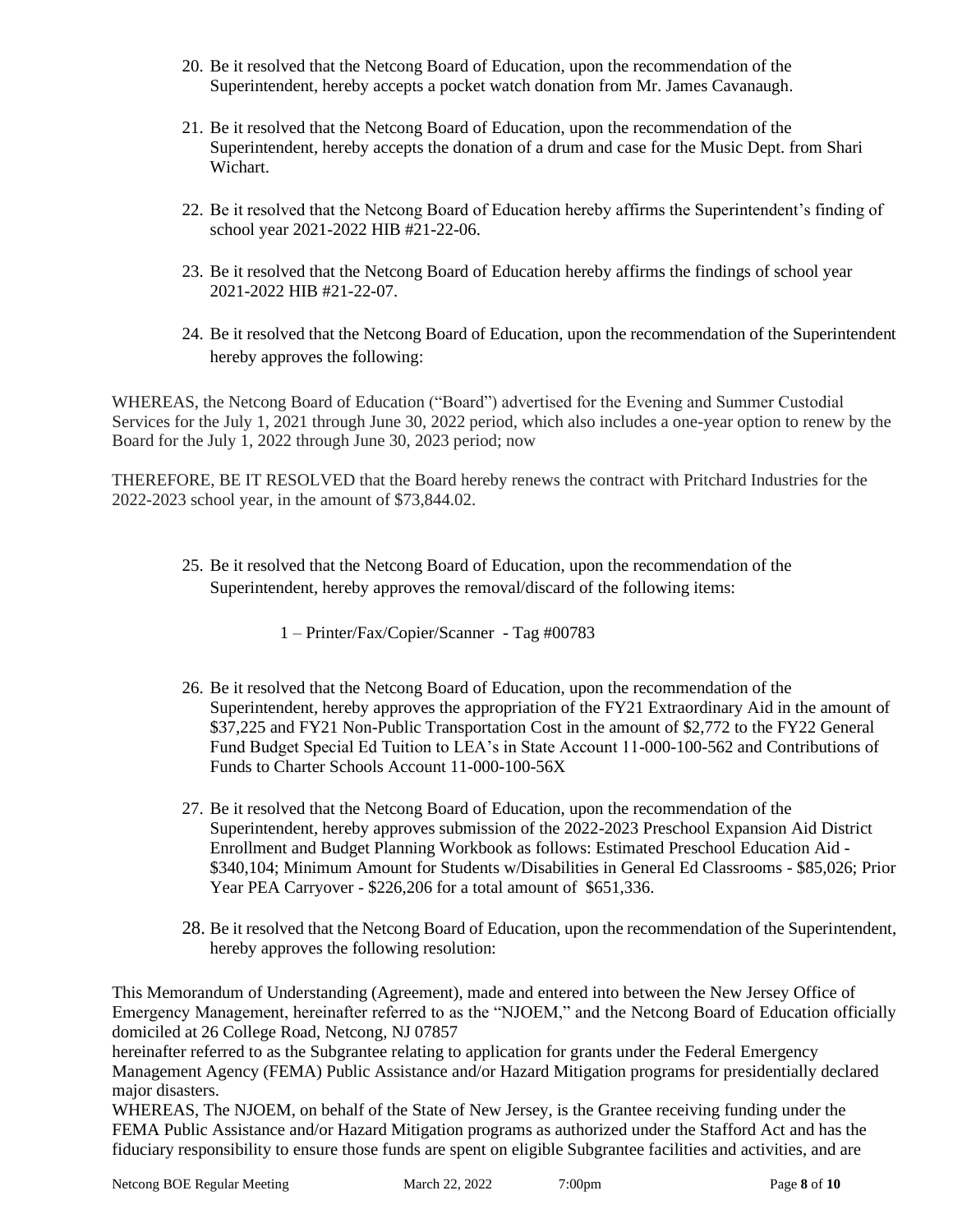20. Be it resolved that the Netcong Board of Education, upon the recommendation of the Superintendent, hereby accepts a pocket watch donation from Mr. James Cavanaugh.

21. Be it resolved that the Netcong Board of Education, upon the recommendation of the Superintendent, hereby accepts the donation of a drum and case for the Music Dept. from Shari Wichart.

22. Be it resolved that the Netcong Board of Education hereby affirms the Superintendent's finding of school year 2021-2022 HIB #21-22-06.

23. Be it resolved that the Netcong Board of Education hereby affirms the findings of school year 2021-2022 HIB #21-22-07.

24. Be it resolved that the Netcong Board of Education, upon the recommendation of the Superintendent hereby approves the following:

WHEREAS, the Netcong Board of Education ("Board") advertised for the Evening and Summer Custodial Services for the July 1, 2021 through June 30, 2022 period, which also includes a one-year option to renew by the Board for the July 1, 2022 through June 30, 2023 period; now

THEREFORE, BE IT RESOLVED that the Board hereby renews the contract with Pritchard Industries for the 2022-2023 school year, in the amount of $73,844.02.

25. Be it resolved that the Netcong Board of Education, upon the recommendation of the Superintendent, hereby approves the removal/discard of the following items:

    1 – Printer/Fax/Copier/Scanner - Tag #00783

26. Be it resolved that the Netcong Board of Education, upon the recommendation of the Superintendent, hereby approves the appropriation of the FY21 Extraordinary Aid in the amount of $37,225 and FY21 Non-Public Transportation Cost in the amount of $2,772 to the FY22 General Fund Budget Special Ed Tuition to LEA's in State Account 11-000-100-562 and Contributions of Funds to Charter Schools Account 11-000-100-56X

27. Be it resolved that the Netcong Board of Education, upon the recommendation of the Superintendent, hereby approves submission of the 2022-2023 Preschool Expansion Aid District Enrollment and Budget Planning Workbook as follows: Estimated Preschool Education Aid - $340,104; Minimum Amount for Students w/Disabilities in General Ed Classrooms - $85,026; Prior Year PEA Carryover - $226,206 for a total amount of $651,336.

28. Be it resolved that the Netcong Board of Education, upon the recommendation of the Superintendent, hereby approves the following resolution:

This Memorandum of Understanding (Agreement), made and entered into between the New Jersey Office of Emergency Management, hereinafter referred to as the "NJOEM," and the Netcong Board of Education officially domiciled at 26 College Road, Netcong, NJ 07857
hereinafter referred to as the Subgrantee relating to application for grants under the Federal Emergency Management Agency (FEMA) Public Assistance and/or Hazard Mitigation programs for presidentially declared major disasters.
WHEREAS, The NJOEM, on behalf of the State of New Jersey, is the Grantee receiving funding under the FEMA Public Assistance and/or Hazard Mitigation programs as authorized under the Stafford Act and has the fiduciary responsibility to ensure those funds are spent on eligible Subgrantee facilities and activities, and are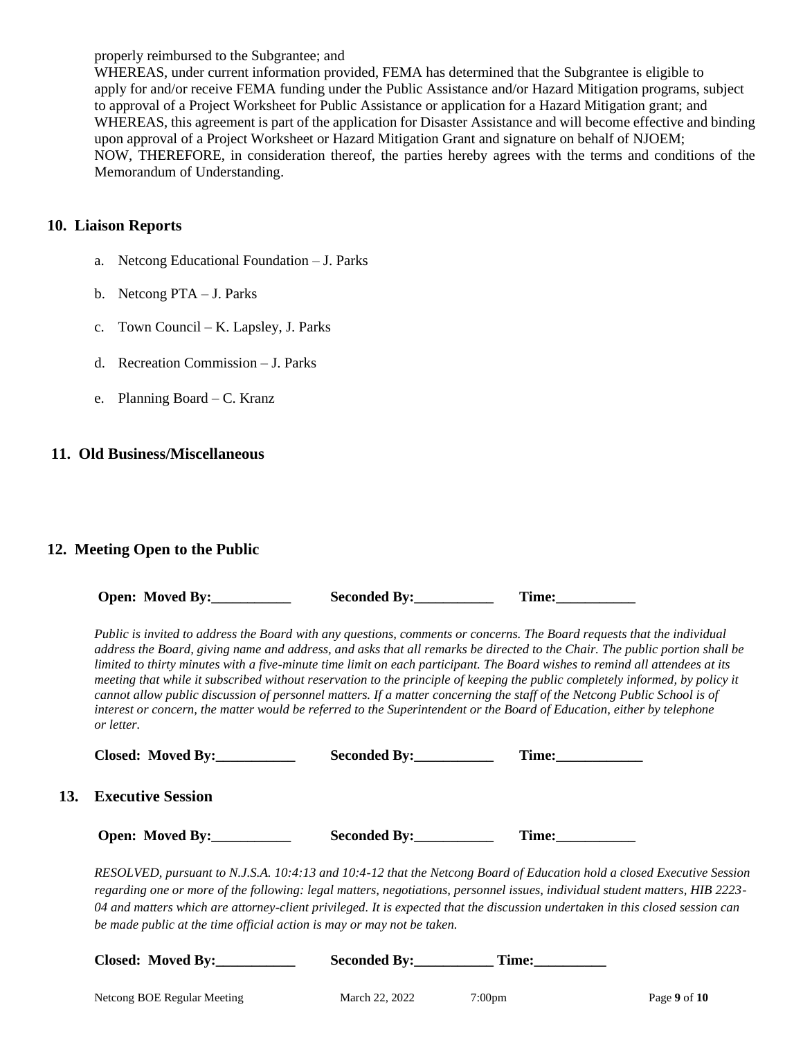properly reimbursed to the Subgrantee; and
WHEREAS, under current information provided, FEMA has determined that the Subgrantee is eligible to apply for and/or receive FEMA funding under the Public Assistance and/or Hazard Mitigation programs, subject to approval of a Project Worksheet for Public Assistance or application for a Hazard Mitigation grant; and
WHEREAS, this agreement is part of the application for Disaster Assistance and will become effective and binding upon approval of a Project Worksheet or Hazard Mitigation Grant and signature on behalf of NJOEM;
NOW, THEREFORE, in consideration thereof, the parties hereby agrees with the terms and conditions of the Memorandum of Understanding.

## 10. Liaison Reports

a. Netcong Educational Foundation – J. Parks

b. Netcong PTA – J. Parks

c. Town Council – K. Lapsley, J. Parks

d. Recreation Commission – J. Parks

e. Planning Board – C. Kranz

## 11. Old Business/Miscellaneous

## 12. Meeting Open to the Public

**Open: Moved By:___________ Seconded By:___________ Time:___________**

*Public is invited to address the Board with any questions, comments or concerns. The Board requests that the individual address the Board, giving name and address, and asks that all remarks be directed to the Chair. The public portion shall be limited to thirty minutes with a five-minute time limit on each participant. The Board wishes to remind all attendees at its meeting that while it subscribed without reservation to the principle of keeping the public completely informed, by policy it cannot allow public discussion of personnel matters. If a matter concerning the staff of the Netcong Public School is of interest or concern, the matter would be referred to the Superintendent or the Board of Education, either by telephone or letter.*

**Closed: Moved By:___________ Seconded By:___________ Time:____________**

## 13. Executive Session

**Open: Moved By:___________ Seconded By:___________ Time:___________**

*RESOLVED, pursuant to N.J.S.A. 10:4:13 and 10:4-12 that the Netcong Board of Education hold a closed Executive Session regarding one or more of the following: legal matters, negotiations, personnel issues, individual student matters, HIB 2223-04 and matters which are attorney-client privileged. It is expected that the discussion undertaken in this closed session can be made public at the time official action is may or may not be taken.*

**Closed: Moved By:___________ Seconded By:___________ Time:__________**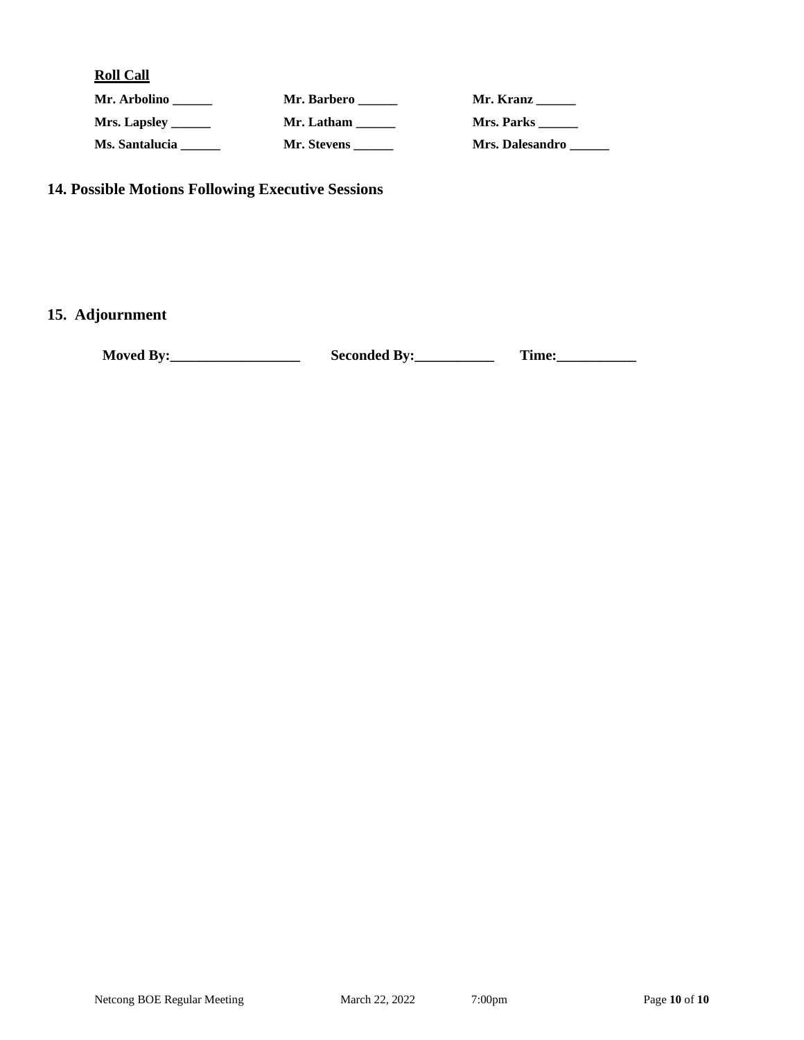**Roll Call**

| | | |
|---|---|---|
| **Mr. Arbolino ______** | **Mr. Barbero ______** | **Mr. Kranz ______** |
| **Mrs. Lapsley ______** | **Mr. Latham ______** | **Mrs. Parks ______** |
| **Ms. Santalucia ______** | **Mr. Stevens ______** | **Mrs. Dalesandro ______** |

## 14. Possible Motions Following Executive Sessions

## 15. Adjournment

**Moved By:__________________** **Seconded By:___________** **Time:___________**